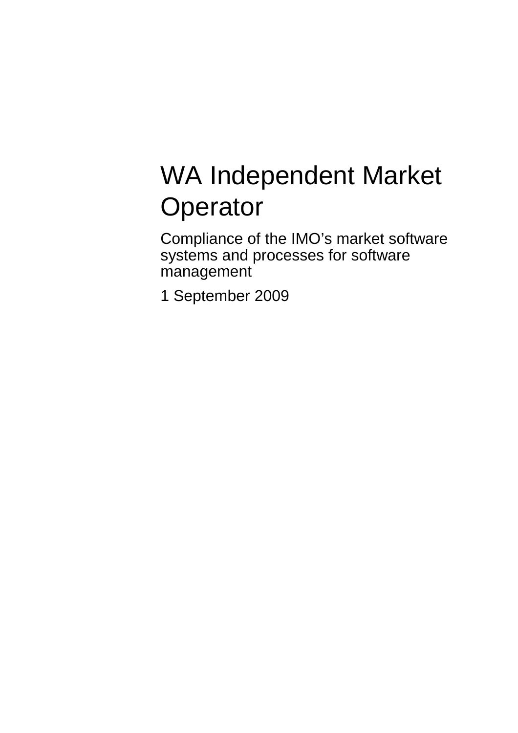# WA Independent Market Operator

Compliance of the IMO’s market software systems and processes for software management

1 September 2009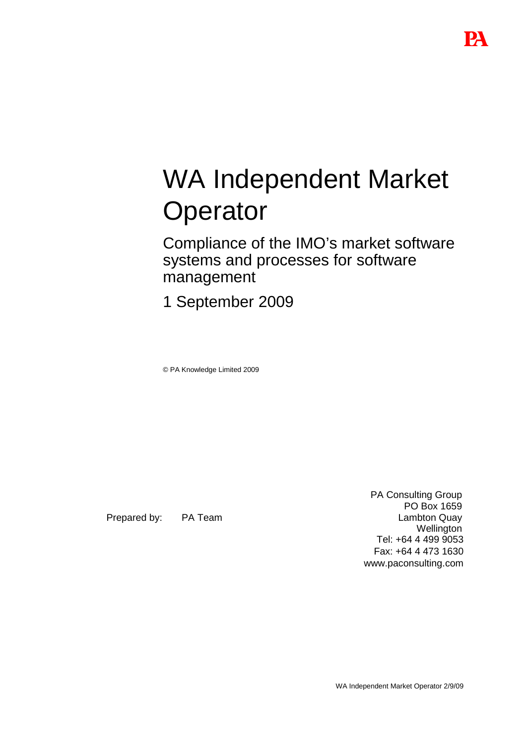# WA Independent Market Operator

## Compliance of the IMO's market software systems and processes for software management

1 September 2009

© PA Knowledge Limited 2009

Prepared by: PA Team

PA Consulting Group
PO Box 1659
Lambton Quay
Wellington
Tel: +64 4 499 9053
Fax: +64 4 473 1630
www.paconsulting.com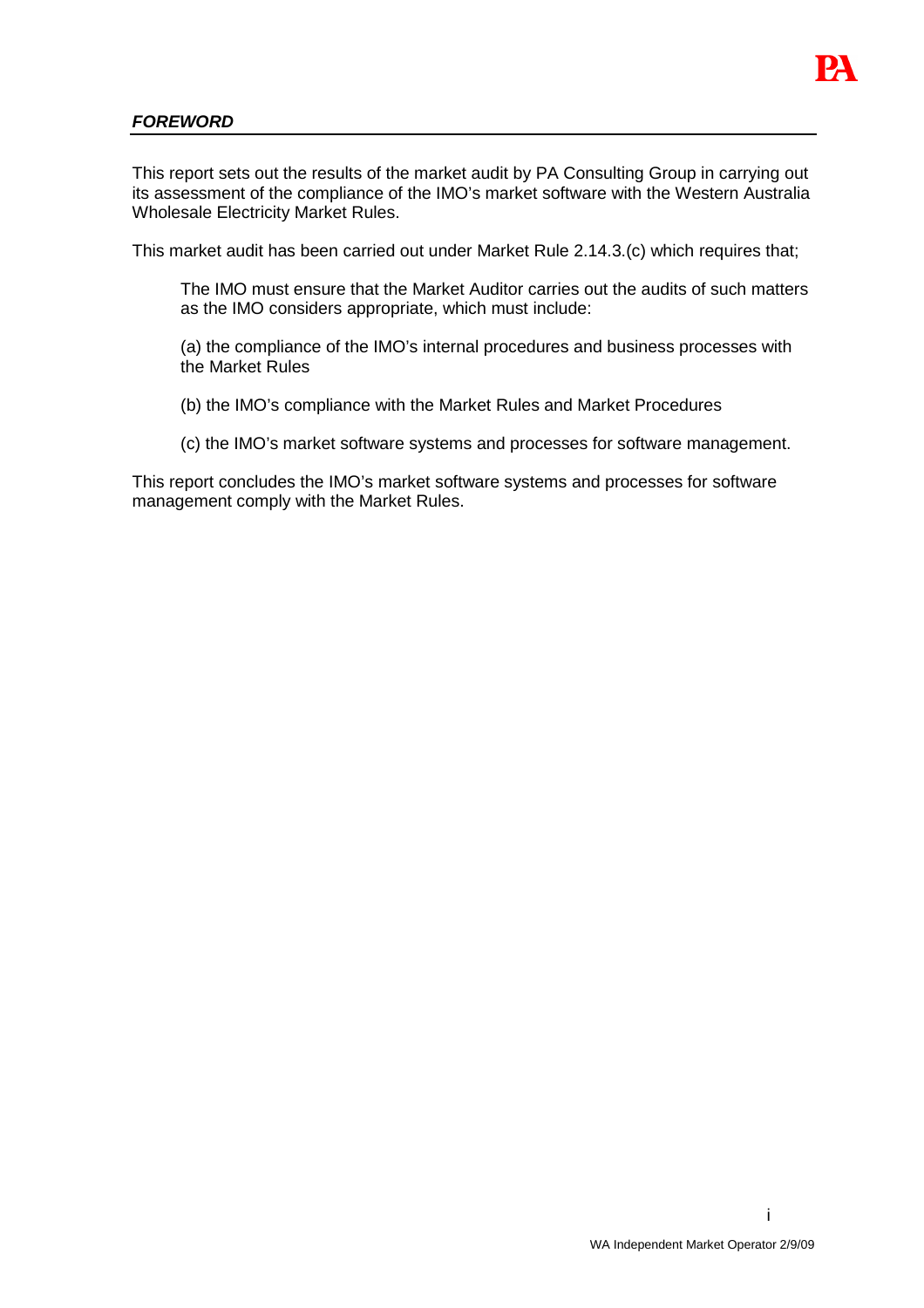## ***FOREWORD***

This report sets out the results of the market audit by PA Consulting Group in carrying out its assessment of the compliance of the IMO's market software with the Western Australia Wholesale Electricity Market Rules.

This market audit has been carried out under Market Rule 2.14.3.(c) which requires that;

> The IMO must ensure that the Market Auditor carries out the audits of such matters as the IMO considers appropriate, which must include:
>
> (a) the compliance of the IMO's internal procedures and business processes with the Market Rules
>
> (b) the IMO's compliance with the Market Rules and Market Procedures
>
> (c) the IMO's market software systems and processes for software management.

This report concludes the IMO's market software systems and processes for software management comply with the Market Rules.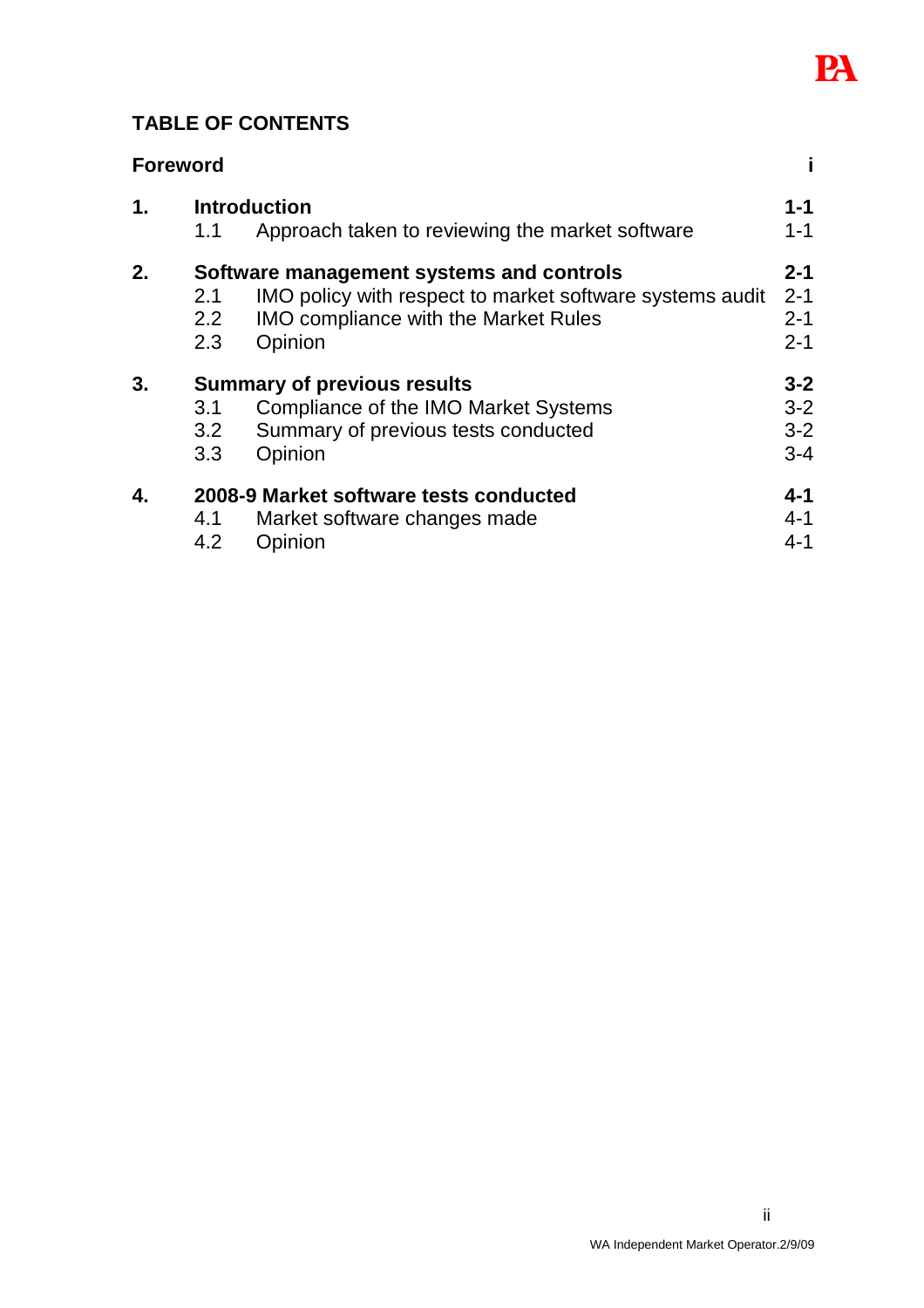## TABLE OF CONTENTS

| | | Page |
|---|---|---|
| **Foreword** | | **i** |
| **1.** | **Introduction** | **1-1** |
| | 1.1 Approach taken to reviewing the market software | 1-1 |
| **2.** | **Software management systems and controls** | **2-1** |
| | 2.1 IMO policy with respect to market software systems audit | 2-1 |
| | 2.2 IMO compliance with the Market Rules | 2-1 |
| | 2.3 Opinion | 2-1 |
| **3.** | **Summary of previous results** | **3-2** |
| | 3.1 Compliance of the IMO Market Systems | 3-2 |
| | 3.2 Summary of previous tests conducted | 3-2 |
| | 3.3 Opinion | 3-4 |
| **4.** | **2008-9 Market software tests conducted** | **4-1** |
| | 4.1 Market software changes made | 4-1 |
| | 4.2 Opinion | 4-1 |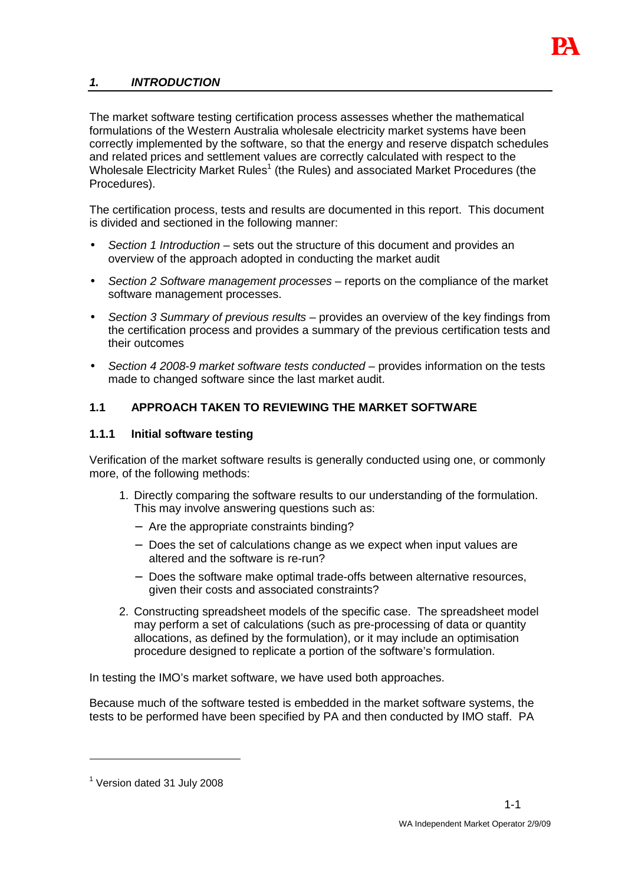## 1. INTRODUCTION

The market software testing certification process assesses whether the mathematical formulations of the Western Australia wholesale electricity market systems have been correctly implemented by the software, so that the energy and reserve dispatch schedules and related prices and settlement values are correctly calculated with respect to the Wholesale Electricity Market Rules[1] (the Rules) and associated Market Procedures (the Procedures).

The certification process, tests and results are documented in this report. This document is divided and sectioned in the following manner:

- *Section 1 Introduction* – sets out the structure of this document and provides an overview of the approach adopted in conducting the market audit
- *Section 2 Software management processes* – reports on the compliance of the market software management processes.
- *Section 3 Summary of previous results* – provides an overview of the key findings from the certification process and provides a summary of the previous certification tests and their outcomes
- *Section 4 2008-9 market software tests conducted* – provides information on the tests made to changed software since the last market audit.

### 1.1 APPROACH TAKEN TO REVIEWING THE MARKET SOFTWARE

#### 1.1.1 Initial software testing

Verification of the market software results is generally conducted using one, or commonly more, of the following methods:

1. Directly comparing the software results to our understanding of the formulation. This may involve answering questions such as:
   - Are the appropriate constraints binding?
   - Does the set of calculations change as we expect when input values are altered and the software is re-run?
   - Does the software make optimal trade-offs between alternative resources, given their costs and associated constraints?
2. Constructing spreadsheet models of the specific case. The spreadsheet model may perform a set of calculations (such as pre-processing of data or quantity allocations, as defined by the formulation), or it may include an optimisation procedure designed to replicate a portion of the software's formulation.

In testing the IMO's market software, we have used both approaches.

Because much of the software tested is embedded in the market software systems, the tests to be performed have been specified by PA and then conducted by IMO staff. PA

[1] Version dated 31 July 2008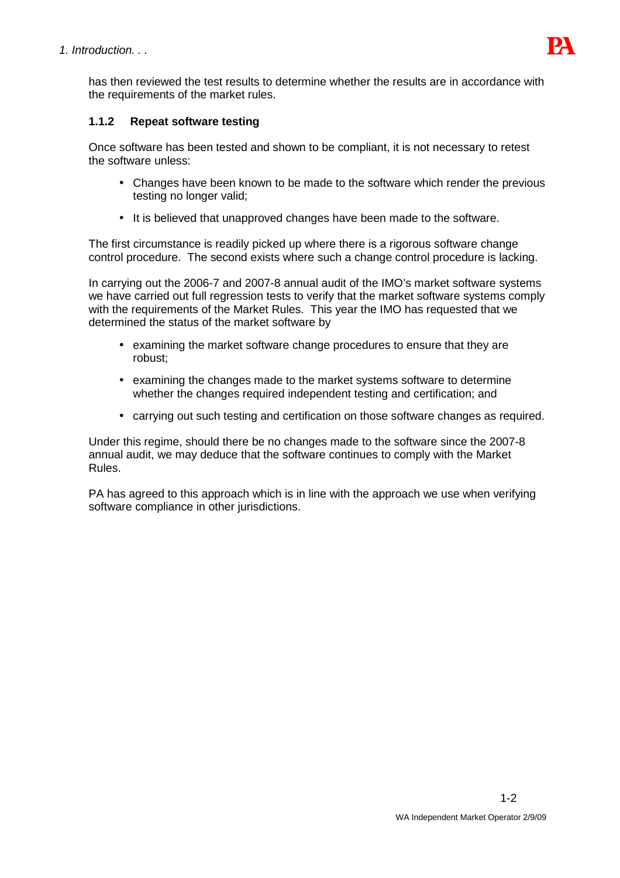has then reviewed the test results to determine whether the results are in accordance with the requirements of the market rules.

### 1.1.2 Repeat software testing

Once software has been tested and shown to be compliant, it is not necessary to retest the software unless:

- Changes have been known to be made to the software which render the previous testing no longer valid;
- It is believed that unapproved changes have been made to the software.

The first circumstance is readily picked up where there is a rigorous software change control procedure. The second exists where such a change control procedure is lacking.

In carrying out the 2006-7 and 2007-8 annual audit of the IMO's market software systems we have carried out full regression tests to verify that the market software systems comply with the requirements of the Market Rules. This year the IMO has requested that we determined the status of the market software by

- examining the market software change procedures to ensure that they are robust;
- examining the changes made to the market systems software to determine whether the changes required independent testing and certification; and
- carrying out such testing and certification on those software changes as required.

Under this regime, should there be no changes made to the software since the 2007-8 annual audit, we may deduce that the software continues to comply with the Market Rules.

PA has agreed to this approach which is in line with the approach we use when verifying software compliance in other jurisdictions.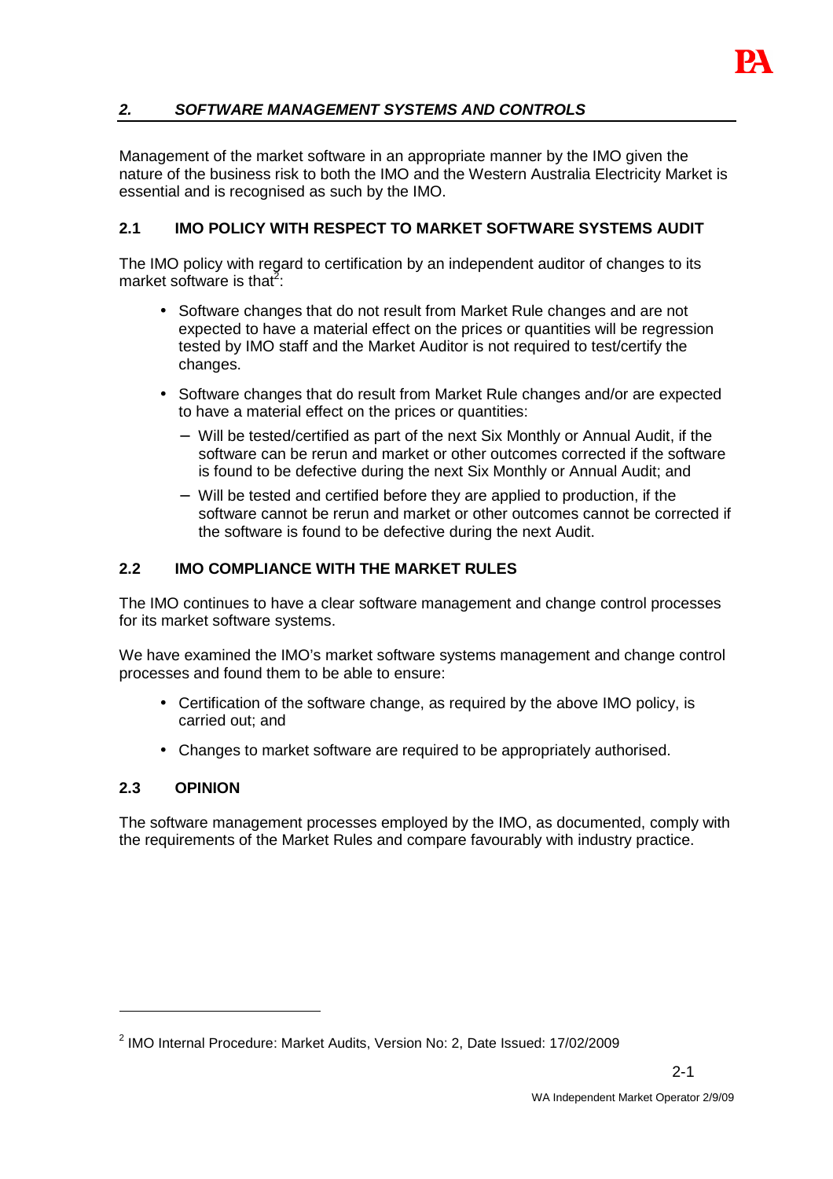## *2. SOFTWARE MANAGEMENT SYSTEMS AND CONTROLS*

Management of the market software in an appropriate manner by the IMO given the nature of the business risk to both the IMO and the Western Australia Electricity Market is essential and is recognised as such by the IMO.

### 2.1 IMO POLICY WITH RESPECT TO MARKET SOFTWARE SYSTEMS AUDIT

The IMO policy with regard to certification by an independent auditor of changes to its market software is that[2]:

- Software changes that do not result from Market Rule changes and are not expected to have a material effect on the prices or quantities will be regression tested by IMO staff and the Market Auditor is not required to test/certify the changes.
- Software changes that do result from Market Rule changes and/or are expected to have a material effect on the prices or quantities:
  - Will be tested/certified as part of the next Six Monthly or Annual Audit, if the software can be rerun and market or other outcomes corrected if the software is found to be defective during the next Six Monthly or Annual Audit; and
  - Will be tested and certified before they are applied to production, if the software cannot be rerun and market or other outcomes cannot be corrected if the software is found to be defective during the next Audit.

### 2.2 IMO COMPLIANCE WITH THE MARKET RULES

The IMO continues to have a clear software management and change control processes for its market software systems.

We have examined the IMO's market software systems management and change control processes and found them to be able to ensure:

- Certification of the software change, as required by the above IMO policy, is carried out; and
- Changes to market software are required to be appropriately authorised.

### 2.3 OPINION

The software management processes employed by the IMO, as documented, comply with the requirements of the Market Rules and compare favourably with industry practice.

---

[2] IMO Internal Procedure: Market Audits, Version No: 2, Date Issued: 17/02/2009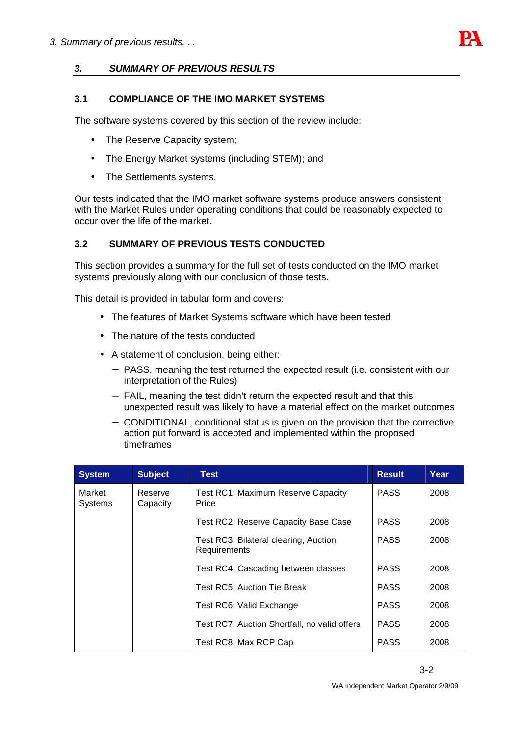### 3. SUMMARY OF PREVIOUS RESULTS

#### 3.1 COMPLIANCE OF THE IMO MARKET SYSTEMS

The software systems covered by this section of the review include:

- The Reserve Capacity system;
- The Energy Market systems (including STEM); and
- The Settlements systems.

Our tests indicated that the IMO market software systems produce answers consistent with the Market Rules under operating conditions that could be reasonably expected to occur over the life of the market.

#### 3.2 SUMMARY OF PREVIOUS TESTS CONDUCTED

This section provides a summary for the full set of tests conducted on the IMO market systems previously along with our conclusion of those tests.

This detail is provided in tabular form and covers:

- The features of Market Systems software which have been tested
- The nature of the tests conducted
- A statement of conclusion, being either:
  - PASS, meaning the test returned the expected result (i.e. consistent with our interpretation of the Rules)
  - FAIL, meaning the test didn't return the expected result and that this unexpected result was likely to have a material effect on the market outcomes
  - CONDITIONAL, conditional status is given on the provision that the corrective action put forward is accepted and implemented within the proposed timeframes

| System | Subject | Test | Result | Year |
|---|---|---|---|---|
| Market Systems | Reserve Capacity | Test RC1: Maximum Reserve Capacity Price | PASS | 2008 |
| | | Test RC2: Reserve Capacity Base Case | PASS | 2008 |
| | | Test RC3: Bilateral clearing, Auction Requirements | PASS | 2008 |
| | | Test RC4: Cascading between classes | PASS | 2008 |
| | | Test RC5: Auction Tie Break | PASS | 2008 |
| | | Test RC6: Valid Exchange | PASS | 2008 |
| | | Test RC7: Auction Shortfall, no valid offers | PASS | 2008 |
| | | Test RC8: Max RCP Cap | PASS | 2008 |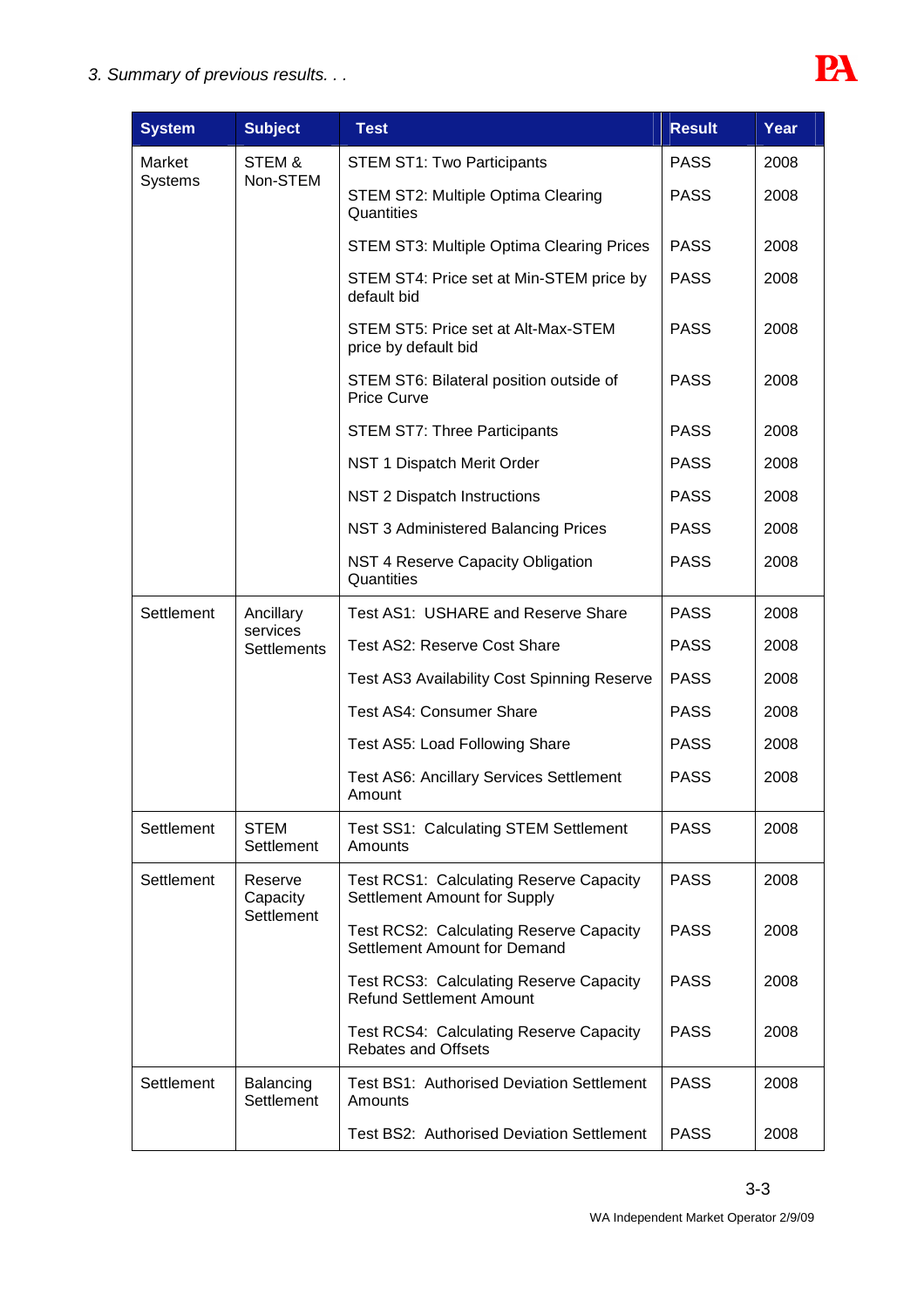*3. Summary of previous results. . .*

| System | Subject | Test | Result | Year |
|---|---|---|---|---|
| Market Systems | STEM & Non-STEM | STEM ST1: Two Participants | PASS | 2008 |
| | | STEM ST2: Multiple Optima Clearing Quantities | PASS | 2008 |
| | | STEM ST3: Multiple Optima Clearing Prices | PASS | 2008 |
| | | STEM ST4: Price set at Min-STEM price by default bid | PASS | 2008 |
| | | STEM ST5: Price set at Alt-Max-STEM price by default bid | PASS | 2008 |
| | | STEM ST6: Bilateral position outside of Price Curve | PASS | 2008 |
| | | STEM ST7: Three Participants | PASS | 2008 |
| | | NST 1 Dispatch Merit Order | PASS | 2008 |
| | | NST 2 Dispatch Instructions | PASS | 2008 |
| | | NST 3 Administered Balancing Prices | PASS | 2008 |
| | | NST 4 Reserve Capacity Obligation Quantities | PASS | 2008 |
| Settlement | Ancillary services Settlements | Test AS1: USHARE and Reserve Share | PASS | 2008 |
| | | Test AS2: Reserve Cost Share | PASS | 2008 |
| | | Test AS3 Availability Cost Spinning Reserve | PASS | 2008 |
| | | Test AS4: Consumer Share | PASS | 2008 |
| | | Test AS5: Load Following Share | PASS | 2008 |
| | | Test AS6: Ancillary Services Settlement Amount | PASS | 2008 |
| Settlement | STEM Settlement | Test SS1: Calculating STEM Settlement Amounts | PASS | 2008 |
| Settlement | Reserve Capacity Settlement | Test RCS1: Calculating Reserve Capacity Settlement Amount for Supply | PASS | 2008 |
| | | Test RCS2: Calculating Reserve Capacity Settlement Amount for Demand | PASS | 2008 |
| | | Test RCS3: Calculating Reserve Capacity Refund Settlement Amount | PASS | 2008 |
| | | Test RCS4: Calculating Reserve Capacity Rebates and Offsets | PASS | 2008 |
| Settlement | Balancing Settlement | Test BS1: Authorised Deviation Settlement Amounts | PASS | 2008 |
| | | Test BS2: Authorised Deviation Settlement | PASS | 2008 |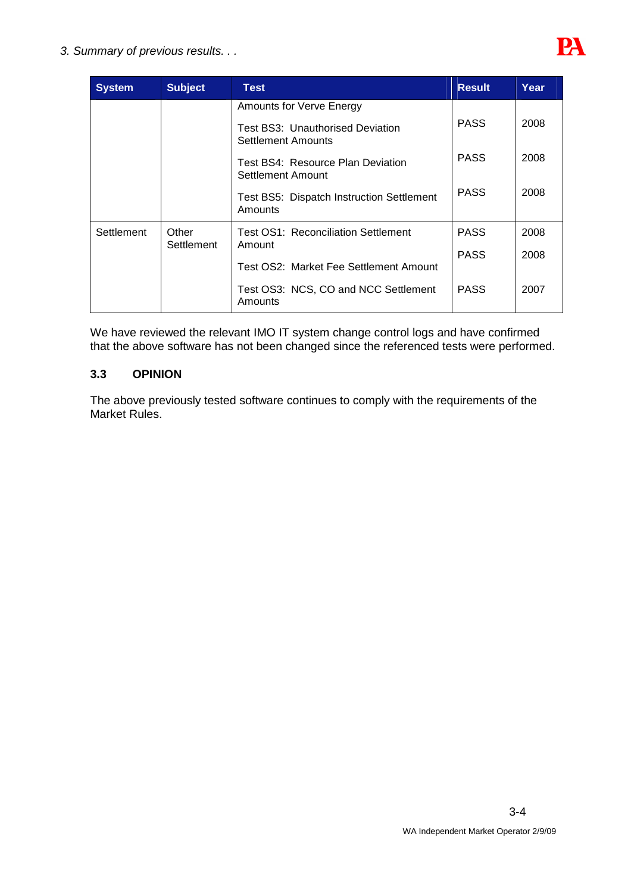| System | Subject | Test | Result | Year |
|---|---|---|---|---|
| | | Amounts for Verve Energy | | |
| | | Test BS3: Unauthorised Deviation Settlement Amounts | PASS | 2008 |
| | | Test BS4: Resource Plan Deviation Settlement Amount | PASS | 2008 |
| | | Test BS5: Dispatch Instruction Settlement Amounts | PASS | 2008 |
| Settlement | Other Settlement | Test OS1: Reconciliation Settlement Amount | PASS | 2008 |
| | | Test OS2: Market Fee Settlement Amount | PASS | 2008 |
| | | Test OS3: NCS, CO and NCC Settlement Amounts | PASS | 2007 |

We have reviewed the relevant IMO IT system change control logs and have confirmed that the above software has not been changed since the referenced tests were performed.

## 3.3 OPINION

The above previously tested software continues to comply with the requirements of the Market Rules.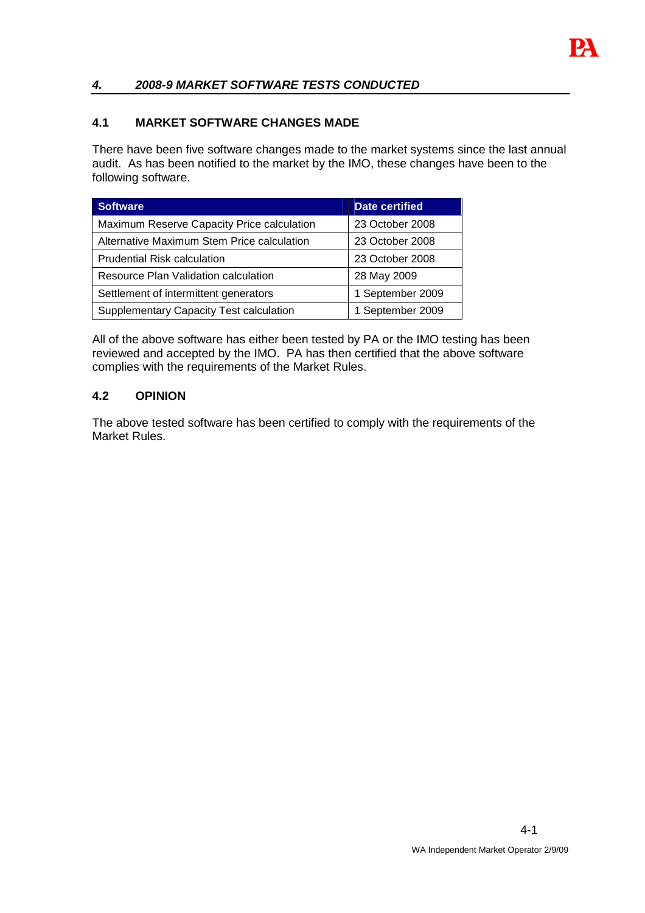## *4. 2008-9 MARKET SOFTWARE TESTS CONDUCTED*

### 4.1 MARKET SOFTWARE CHANGES MADE

There have been five software changes made to the market systems since the last annual audit. As has been notified to the market by the IMO, these changes have been to the following software.

| Software | Date certified |
|---|---|
| Maximum Reserve Capacity Price calculation | 23 October 2008 |
| Alternative Maximum Stem Price calculation | 23 October 2008 |
| Prudential Risk calculation | 23 October 2008 |
| Resource Plan Validation calculation | 28 May 2009 |
| Settlement of intermittent generators | 1 September 2009 |
| Supplementary Capacity Test calculation | 1 September 2009 |

All of the above software has either been tested by PA or the IMO testing has been reviewed and accepted by the IMO. PA has then certified that the above software complies with the requirements of the Market Rules.

### 4.2 OPINION

The above tested software has been certified to comply with the requirements of the Market Rules.